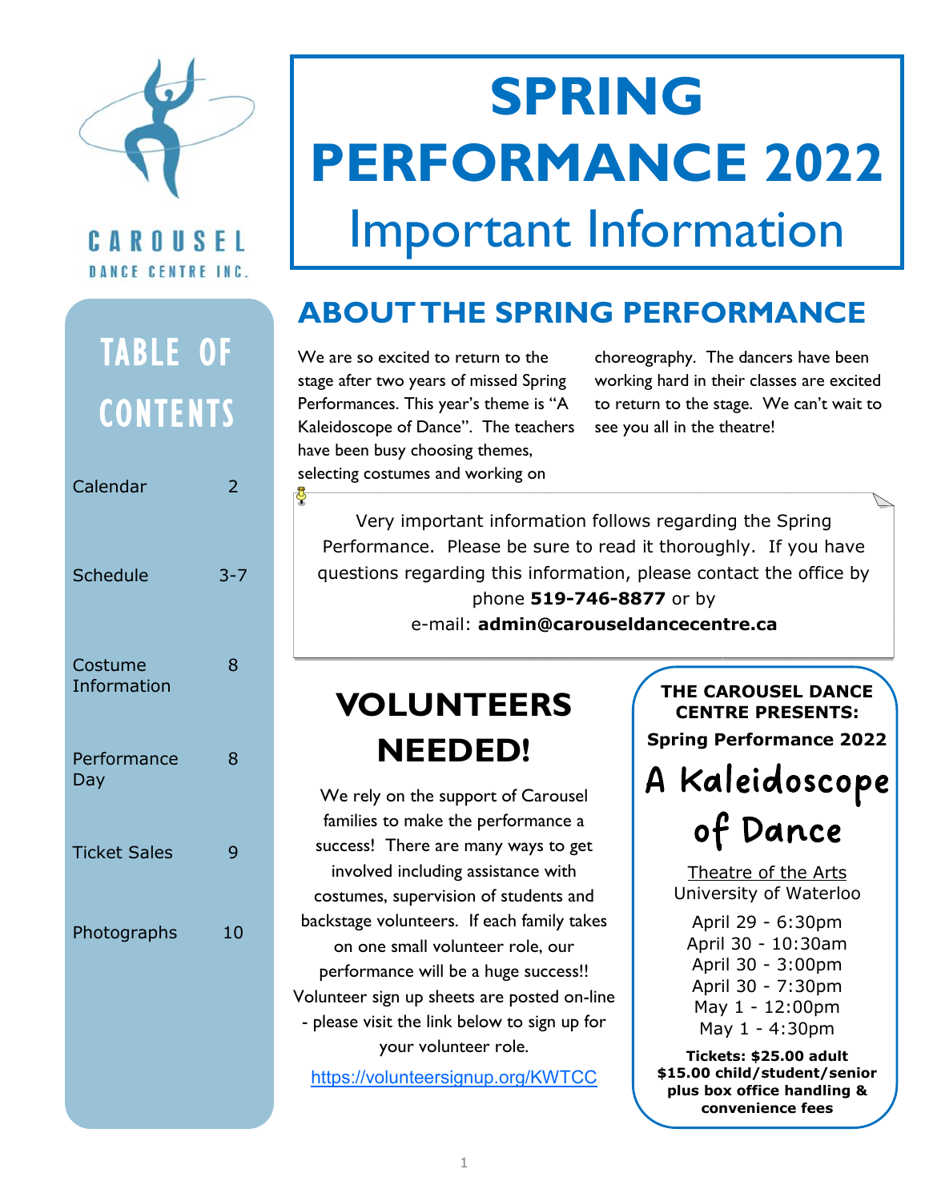CAROUSEL

DANCE CENTRE INC.

# SPRING PERFORMANCE 2022

# Important Information

## TABLE OF CONTENTS

| | |
|---|---|
| Calendar | 2 |
| Schedule | 3-7 |
| Costume Information | 8 |
| Performance Day | 8 |
| Ticket Sales | 9 |
| Photographs | 10 |

## ABOUT THE SPRING PERFORMANCE

We are so excited to return to the stage after two years of missed Spring Performances. This year's theme is "A Kaleidoscope of Dance". The teachers have been busy choosing themes, selecting costumes and working on choreography. The dancers have been working hard in their classes are excited to return to the stage. We can't wait to see you all in the theatre!

Very important information follows regarding the Spring Performance. Please be sure to read it thoroughly. If you have questions regarding this information, please contact the office by phone **519-746-8877** or by e-mail: **admin@carouseldancecentre.ca**

## VOLUNTEERS NEEDED!

We rely on the support of Carousel families to make the performance a success! There are many ways to get involved including assistance with costumes, supervision of students and backstage volunteers. If each family takes on one small volunteer role, our performance will be a huge success!! Volunteer sign up sheets are posted on-line - please visit the link below to sign up for your volunteer role.

https://volunteersignup.org/KWTCC

**THE CAROUSEL DANCE CENTRE PRESENTS:**

**Spring Performance 2022**

# A Kaleidoscope of Dance

Theatre of the Arts
University of Waterloo

April 29 - 6:30pm
April 30 - 10:30am
April 30 - 3:00pm
April 30 - 7:30pm
May 1 - 12:00pm
May 1 - 4:30pm

**Tickets: $25.00 adult $15.00 child/student/senior plus box office handling & convenience fees**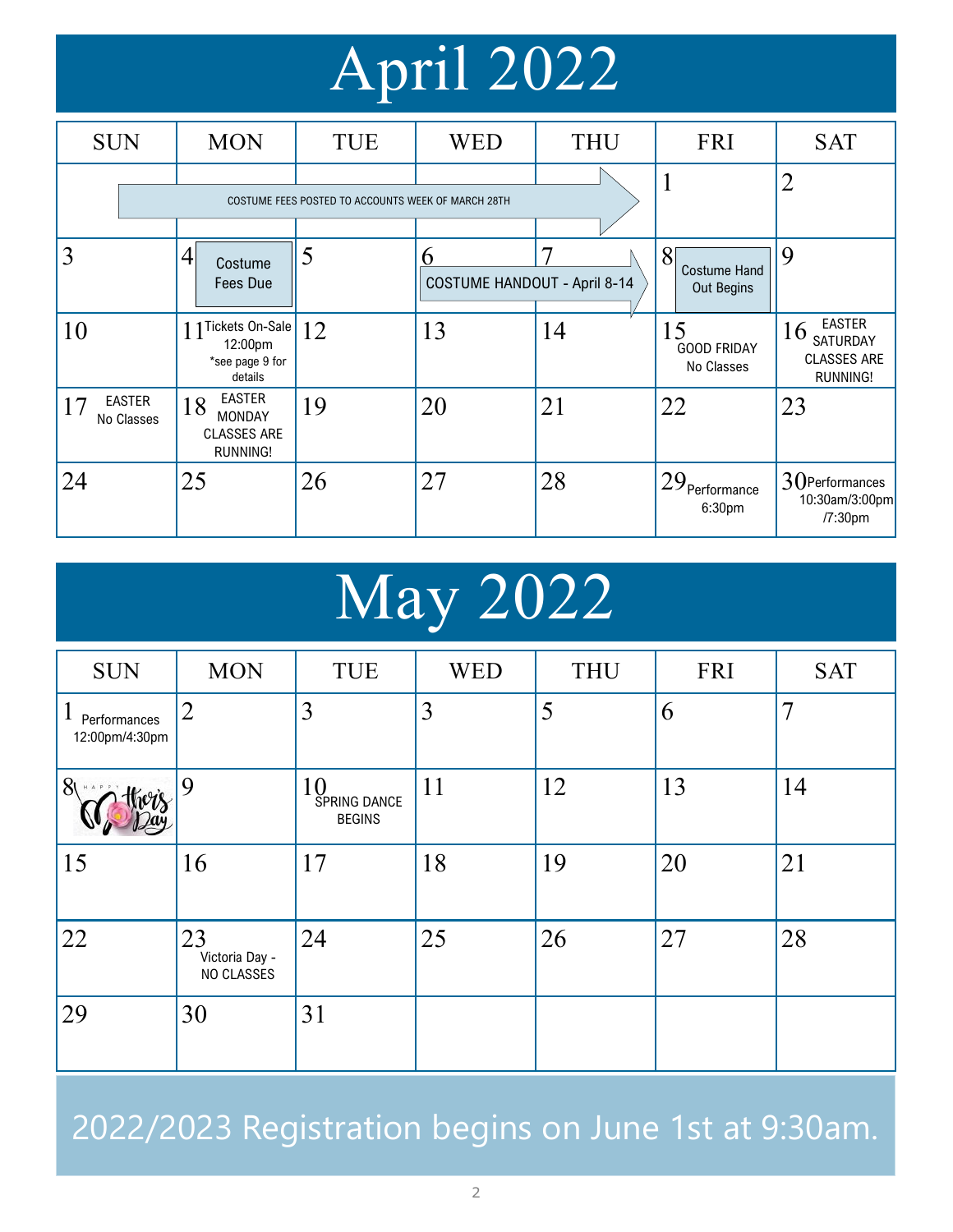# April 2022

| SUN | MON | TUE | WED | THU | FRI | SAT |
|---|---|---|---|---|---|---|
| COSTUME FEES POSTED TO ACCOUNTS WEEK OF MARCH 28TH | | | | | 1 | 2 |
| 3 | 4 Costume Fees Due | 5 | 6 COSTUME HANDOUT - April 8-14 | 7 | 8 Costume Hand Out Begins | 9 |
| 10 | 11 Tickets On-Sale 12:00pm *see page 9 for details | 12 | 13 | 14 | 15 GOOD FRIDAY No Classes | 16 EASTER SATURDAY CLASSES ARE RUNNING! |
| 17 EASTER No Classes | 18 EASTER MONDAY CLASSES ARE RUNNING! | 19 | 20 | 21 | 22 | 23 |
| 24 | 25 | 26 | 27 | 28 | 29 Performance 6:30pm | 30 Performances 10:30am/3:00pm /7:30pm |

# May 2022

| SUN | MON | TUE | WED | THU | FRI | SAT |
|---|---|---|---|---|---|---|
| 1 Performances 12:00pm/4:30pm | 2 | 3 | 3 | 5 | 6 | 7 |
| 8 HAPPY Mother's Day | 9 | 10 SPRING DANCE BEGINS | 11 | 12 | 13 | 14 |
| 15 | 16 | 17 | 18 | 19 | 20 | 21 |
| 22 | 23 Victoria Day - NO CLASSES | 24 | 25 | 26 | 27 | 28 |
| 29 | 30 | 31 | | | | |

2022/2023 Registration begins on June 1st at 9:30am.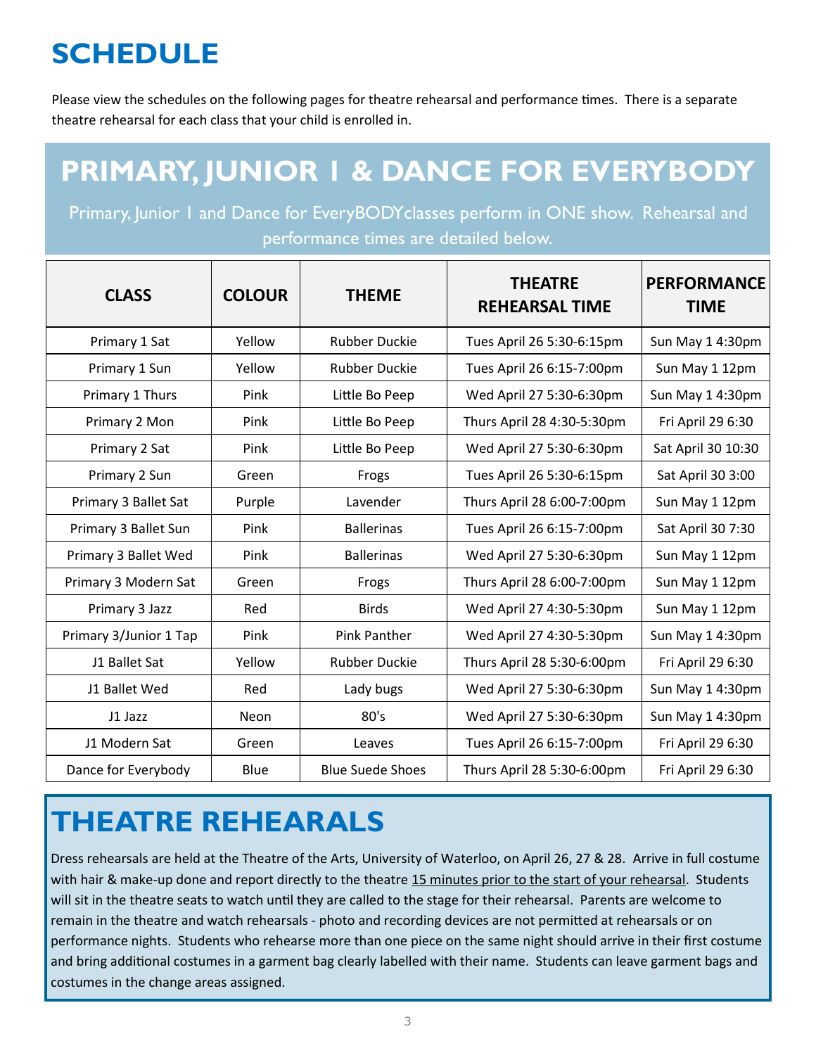# SCHEDULE

Please view the schedules on the following pages for theatre rehearsal and performance times. There is a separate theatre rehearsal for each class that your child is enrolled in.

## PRIMARY, JUNIOR 1 & DANCE FOR EVERYBODY

Primary, Junior 1 and Dance for EveryBODYclasses perform in ONE show. Rehearsal and performance times are detailed below.

| CLASS | COLOUR | THEME | THEATRE REHEARSAL TIME | PERFORMANCE TIME |
|---|---|---|---|---|
| Primary 1 Sat | Yellow | Rubber Duckie | Tues April 26 5:30-6:15pm | Sun May 1 4:30pm |
| Primary 1 Sun | Yellow | Rubber Duckie | Tues April 26 6:15-7:00pm | Sun May 1 12pm |
| Primary 1 Thurs | Pink | Little Bo Peep | Wed April 27 5:30-6:30pm | Sun May 1 4:30pm |
| Primary 2 Mon | Pink | Little Bo Peep | Thurs April 28 4:30-5:30pm | Fri April 29 6:30 |
| Primary 2 Sat | Pink | Little Bo Peep | Wed April 27 5:30-6:30pm | Sat April 30 10:30 |
| Primary 2 Sun | Green | Frogs | Tues April 26 5:30-6:15pm | Sat April 30 3:00 |
| Primary 3 Ballet Sat | Purple | Lavender | Thurs April 28 6:00-7:00pm | Sun May 1 12pm |
| Primary 3 Ballet Sun | Pink | Ballerinas | Tues April 26 6:15-7:00pm | Sat April 30 7:30 |
| Primary 3 Ballet Wed | Pink | Ballerinas | Wed April 27 5:30-6:30pm | Sun May 1 12pm |
| Primary 3 Modern Sat | Green | Frogs | Thurs April 28 6:00-7:00pm | Sun May 1 12pm |
| Primary 3 Jazz | Red | Birds | Wed April 27 4:30-5:30pm | Sun May 1 12pm |
| Primary 3/Junior 1 Tap | Pink | Pink Panther | Wed April 27 4:30-5:30pm | Sun May 1 4:30pm |
| J1 Ballet Sat | Yellow | Rubber Duckie | Thurs April 28 5:30-6:00pm | Fri April 29 6:30 |
| J1 Ballet Wed | Red | Lady bugs | Wed April 27 5:30-6:30pm | Sun May 1 4:30pm |
| J1 Jazz | Neon | 80's | Wed April 27 5:30-6:30pm | Sun May 1 4:30pm |
| J1 Modern Sat | Green | Leaves | Tues April 26 6:15-7:00pm | Fri April 29 6:30 |
| Dance for Everybody | Blue | Blue Suede Shoes | Thurs April 28 5:30-6:00pm | Fri April 29 6:30 |

## THEATRE REHEARALS

Dress rehearsals are held at the Theatre of the Arts, University of Waterloo, on April 26, 27 & 28. Arrive in full costume with hair & make-up done and report directly to the theatre 15 minutes prior to the start of your rehearsal. Students will sit in the theatre seats to watch until they are called to the stage for their rehearsal. Parents are welcome to remain in the theatre and watch rehearsals - photo and recording devices are not permitted at rehearsals or on performance nights. Students who rehearse more than one piece on the same night should arrive in their first costume and bring additional costumes in a garment bag clearly labelled with their name. Students can leave garment bags and costumes in the change areas assigned.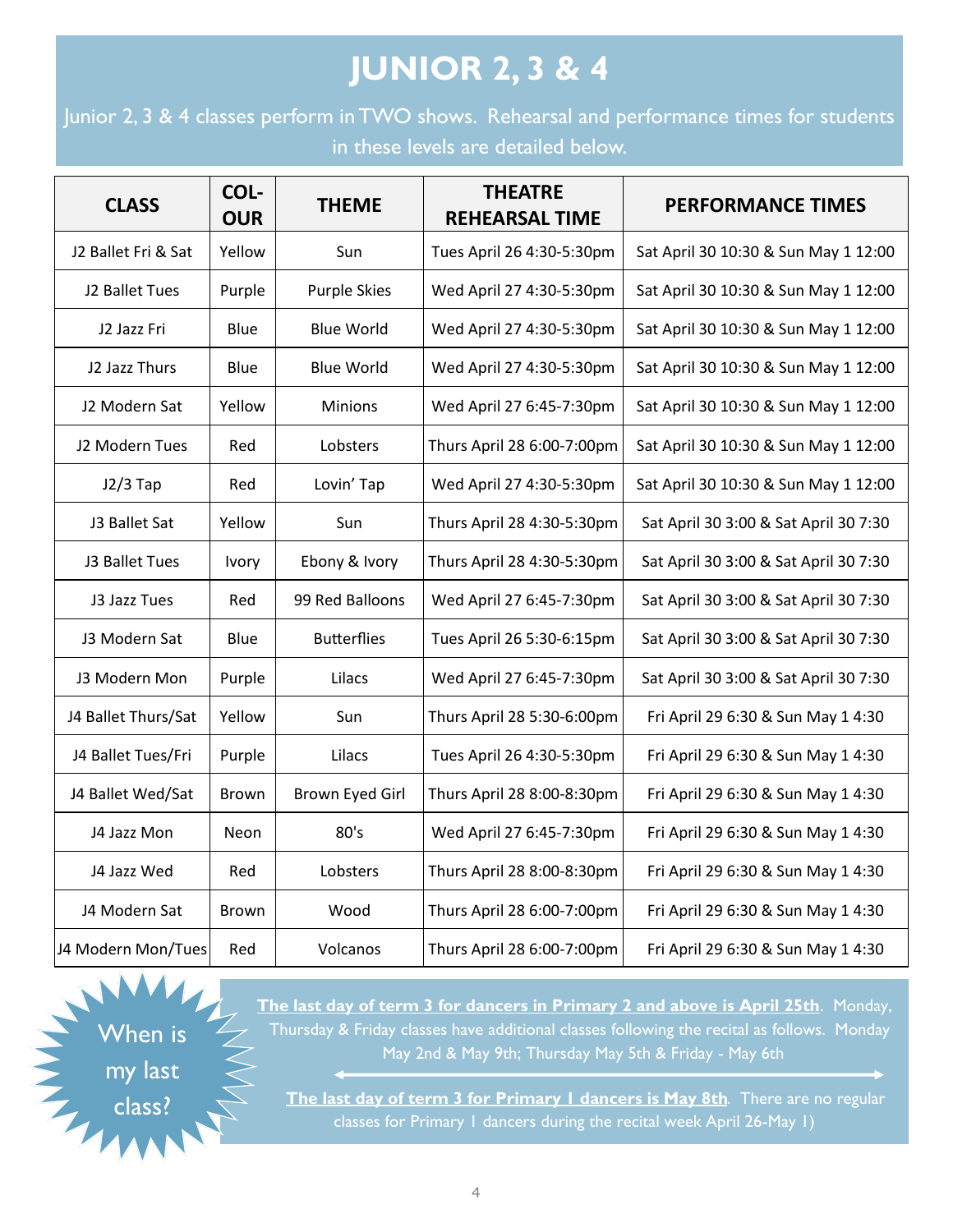# JUNIOR 2, 3 & 4

Junior 2, 3 & 4 classes perform in TWO shows. Rehearsal and performance times for students in these levels are detailed below.

| CLASS | COLOUR | THEME | THEATRE REHEARSAL TIME | PERFORMANCE TIMES |
|---|---|---|---|---|
| J2 Ballet Fri & Sat | Yellow | Sun | Tues April 26 4:30-5:30pm | Sat April 30 10:30 & Sun May 1 12:00 |
| J2 Ballet Tues | Purple | Purple Skies | Wed April 27 4:30-5:30pm | Sat April 30 10:30 & Sun May 1 12:00 |
| J2 Jazz Fri | Blue | Blue World | Wed April 27 4:30-5:30pm | Sat April 30 10:30 & Sun May 1 12:00 |
| J2 Jazz Thurs | Blue | Blue World | Wed April 27 4:30-5:30pm | Sat April 30 10:30 & Sun May 1 12:00 |
| J2 Modern Sat | Yellow | Minions | Wed April 27 6:45-7:30pm | Sat April 30 10:30 & Sun May 1 12:00 |
| J2 Modern Tues | Red | Lobsters | Thurs April 28 6:00-7:00pm | Sat April 30 10:30 & Sun May 1 12:00 |
| J2/3 Tap | Red | Lovin' Tap | Wed April 27 4:30-5:30pm | Sat April 30 10:30 & Sun May 1 12:00 |
| J3 Ballet Sat | Yellow | Sun | Thurs April 28 4:30-5:30pm | Sat April 30 3:00 & Sat April 30 7:30 |
| J3 Ballet Tues | Ivory | Ebony & Ivory | Thurs April 28 4:30-5:30pm | Sat April 30 3:00 & Sat April 30 7:30 |
| J3 Jazz Tues | Red | 99 Red Balloons | Wed April 27 6:45-7:30pm | Sat April 30 3:00 & Sat April 30 7:30 |
| J3 Modern Sat | Blue | Butterflies | Tues April 26 5:30-6:15pm | Sat April 30 3:00 & Sat April 30 7:30 |
| J3 Modern Mon | Purple | Lilacs | Wed April 27 6:45-7:30pm | Sat April 30 3:00 & Sat April 30 7:30 |
| J4 Ballet Thurs/Sat | Yellow | Sun | Thurs April 28 5:30-6:00pm | Fri April 29 6:30 & Sun May 1 4:30 |
| J4 Ballet Tues/Fri | Purple | Lilacs | Tues April 26 4:30-5:30pm | Fri April 29 6:30 & Sun May 1 4:30 |
| J4 Ballet Wed/Sat | Brown | Brown Eyed Girl | Thurs April 28 8:00-8:30pm | Fri April 29 6:30 & Sun May 1 4:30 |
| J4 Jazz Mon | Neon | 80's | Wed April 27 6:45-7:30pm | Fri April 29 6:30 & Sun May 1 4:30 |
| J4 Jazz Wed | Red | Lobsters | Thurs April 28 8:00-8:30pm | Fri April 29 6:30 & Sun May 1 4:30 |
| J4 Modern Sat | Brown | Wood | Thurs April 28 6:00-7:00pm | Fri April 29 6:30 & Sun May 1 4:30 |
| J4 Modern Mon/Tues | Red | Volcanos | Thurs April 28 6:00-7:00pm | Fri April 29 6:30 & Sun May 1 4:30 |

When is my last class?

**The last day of term 3 for dancers in Primary 2 and above is April 25th**. Monday, Thursday & Friday classes have additional classes following the recital as follows. Monday May 2nd & May 9th; Thursday May 5th & Friday - May 6th

**The last day of term 3 for Primary 1 dancers is May 8th**. There are no regular classes for Primary 1 dancers during the recital week April 26-May 1)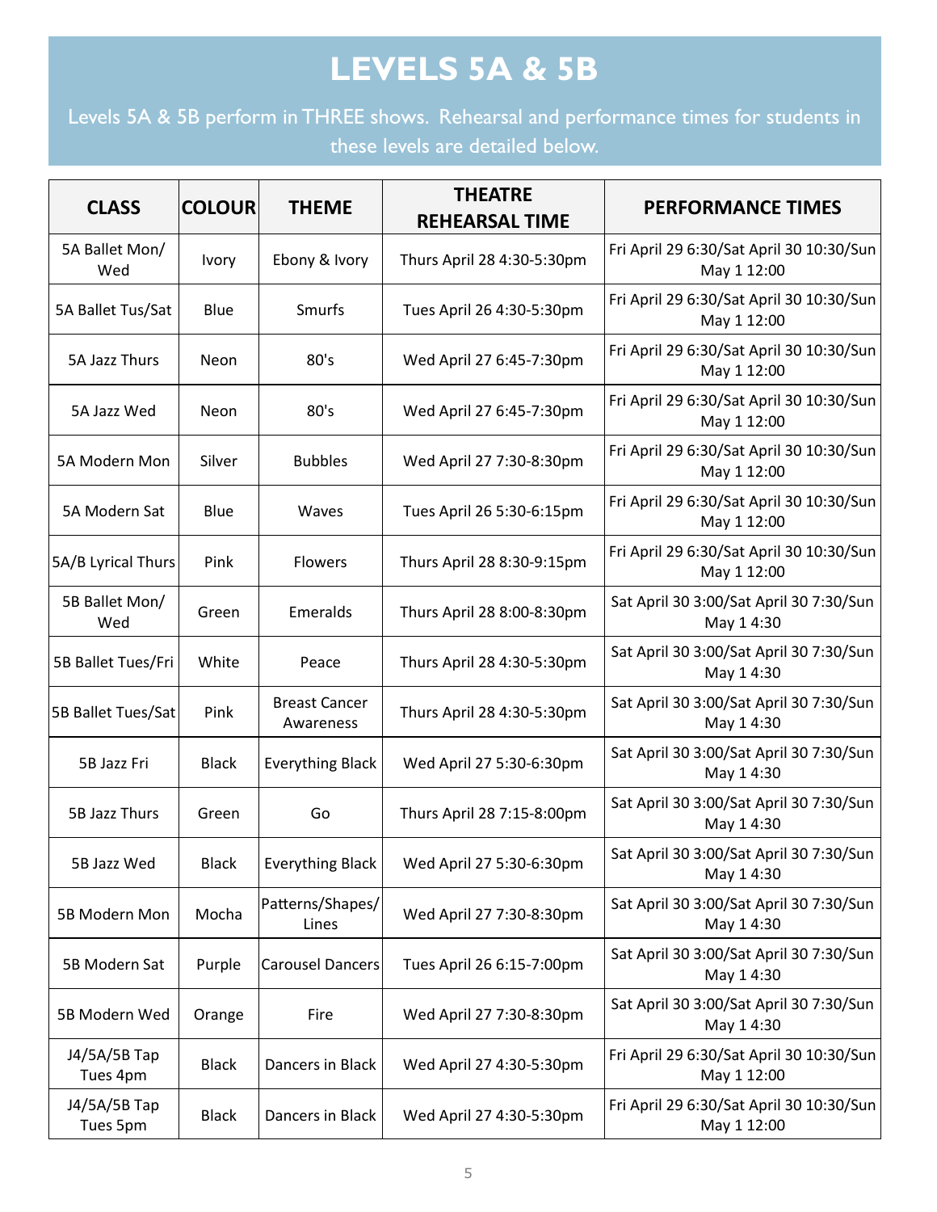# LEVELS 5A & 5B

Levels 5A & 5B perform in THREE shows. Rehearsal and performance times for students in these levels are detailed below.

| CLASS | COLOUR | THEME | THEATRE REHEARSAL TIME | PERFORMANCE TIMES |
|---|---|---|---|---|
| 5A Ballet Mon/ Wed | Ivory | Ebony & Ivory | Thurs April 28 4:30-5:30pm | Fri April 29 6:30/Sat April 30 10:30/Sun May 1 12:00 |
| 5A Ballet Tus/Sat | Blue | Smurfs | Tues April 26 4:30-5:30pm | Fri April 29 6:30/Sat April 30 10:30/Sun May 1 12:00 |
| 5A Jazz Thurs | Neon | 80's | Wed April 27 6:45-7:30pm | Fri April 29 6:30/Sat April 30 10:30/Sun May 1 12:00 |
| 5A Jazz Wed | Neon | 80's | Wed April 27 6:45-7:30pm | Fri April 29 6:30/Sat April 30 10:30/Sun May 1 12:00 |
| 5A Modern Mon | Silver | Bubbles | Wed April 27 7:30-8:30pm | Fri April 29 6:30/Sat April 30 10:30/Sun May 1 12:00 |
| 5A Modern Sat | Blue | Waves | Tues April 26 5:30-6:15pm | Fri April 29 6:30/Sat April 30 10:30/Sun May 1 12:00 |
| 5A/B Lyrical Thurs | Pink | Flowers | Thurs April 28 8:30-9:15pm | Fri April 29 6:30/Sat April 30 10:30/Sun May 1 12:00 |
| 5B Ballet Mon/ Wed | Green | Emeralds | Thurs April 28 8:00-8:30pm | Sat April 30 3:00/Sat April 30 7:30/Sun May 1 4:30 |
| 5B Ballet Tues/Fri | White | Peace | Thurs April 28 4:30-5:30pm | Sat April 30 3:00/Sat April 30 7:30/Sun May 1 4:30 |
| 5B Ballet Tues/Sat | Pink | Breast Cancer Awareness | Thurs April 28 4:30-5:30pm | Sat April 30 3:00/Sat April 30 7:30/Sun May 1 4:30 |
| 5B Jazz Fri | Black | Everything Black | Wed April 27 5:30-6:30pm | Sat April 30 3:00/Sat April 30 7:30/Sun May 1 4:30 |
| 5B Jazz Thurs | Green | Go | Thurs April 28 7:15-8:00pm | Sat April 30 3:00/Sat April 30 7:30/Sun May 1 4:30 |
| 5B Jazz Wed | Black | Everything Black | Wed April 27 5:30-6:30pm | Sat April 30 3:00/Sat April 30 7:30/Sun May 1 4:30 |
| 5B Modern Mon | Mocha | Patterns/Shapes/ Lines | Wed April 27 7:30-8:30pm | Sat April 30 3:00/Sat April 30 7:30/Sun May 1 4:30 |
| 5B Modern Sat | Purple | Carousel Dancers | Tues April 26 6:15-7:00pm | Sat April 30 3:00/Sat April 30 7:30/Sun May 1 4:30 |
| 5B Modern Wed | Orange | Fire | Wed April 27 7:30-8:30pm | Sat April 30 3:00/Sat April 30 7:30/Sun May 1 4:30 |
| J4/5A/5B Tap Tues 4pm | Black | Dancers in Black | Wed April 27 4:30-5:30pm | Fri April 29 6:30/Sat April 30 10:30/Sun May 1 12:00 |
| J4/5A/5B Tap Tues 5pm | Black | Dancers in Black | Wed April 27 4:30-5:30pm | Fri April 29 6:30/Sat April 30 10:30/Sun May 1 12:00 |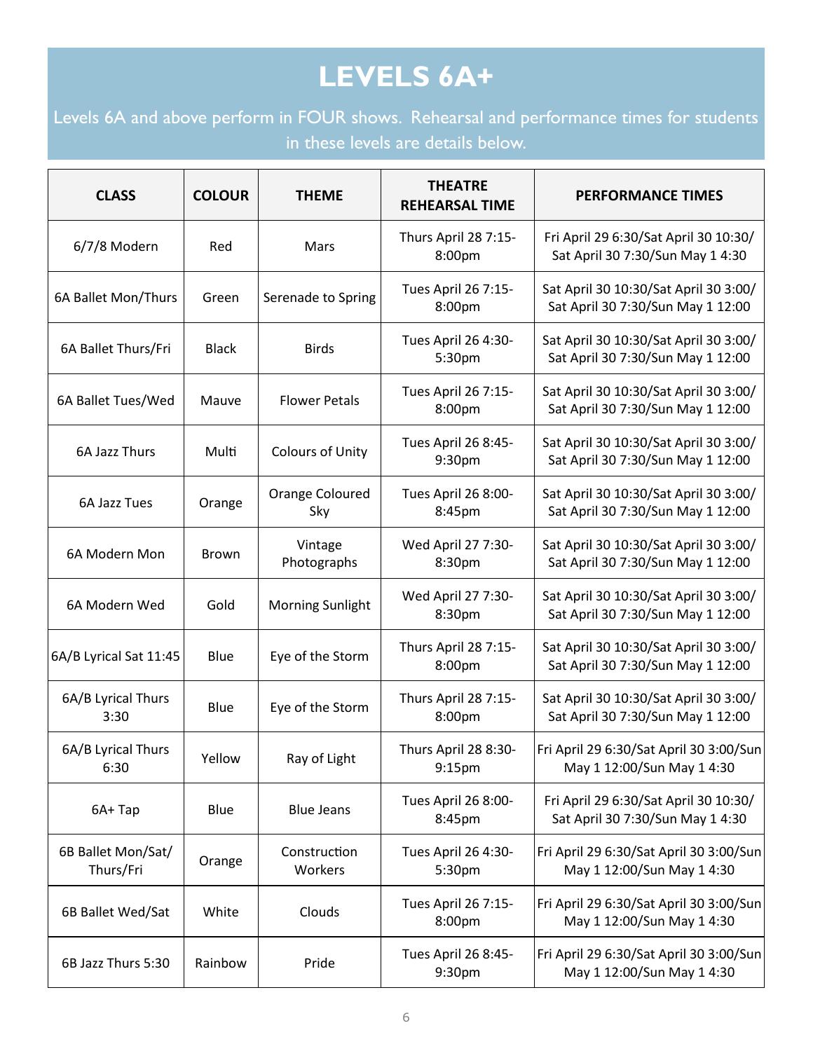# LEVELS 6A+

Levels 6A and above perform in FOUR shows. Rehearsal and performance times for students in these levels are details below.

| CLASS | COLOUR | THEME | THEATRE REHEARSAL TIME | PERFORMANCE TIMES |
|---|---|---|---|---|
| 6/7/8 Modern | Red | Mars | Thurs April 28 7:15-8:00pm | Fri April 29 6:30/Sat April 30 10:30/ Sat April 30 7:30/Sun May 1 4:30 |
| 6A Ballet Mon/Thurs | Green | Serenade to Spring | Tues April 26 7:15-8:00pm | Sat April 30 10:30/Sat April 30 3:00/ Sat April 30 7:30/Sun May 1 12:00 |
| 6A Ballet Thurs/Fri | Black | Birds | Tues April 26 4:30-5:30pm | Sat April 30 10:30/Sat April 30 3:00/ Sat April 30 7:30/Sun May 1 12:00 |
| 6A Ballet Tues/Wed | Mauve | Flower Petals | Tues April 26 7:15-8:00pm | Sat April 30 10:30/Sat April 30 3:00/ Sat April 30 7:30/Sun May 1 12:00 |
| 6A Jazz Thurs | Multi | Colours of Unity | Tues April 26 8:45-9:30pm | Sat April 30 10:30/Sat April 30 3:00/ Sat April 30 7:30/Sun May 1 12:00 |
| 6A Jazz Tues | Orange | Orange Coloured Sky | Tues April 26 8:00-8:45pm | Sat April 30 10:30/Sat April 30 3:00/ Sat April 30 7:30/Sun May 1 12:00 |
| 6A Modern Mon | Brown | Vintage Photographs | Wed April 27 7:30-8:30pm | Sat April 30 10:30/Sat April 30 3:00/ Sat April 30 7:30/Sun May 1 12:00 |
| 6A Modern Wed | Gold | Morning Sunlight | Wed April 27 7:30-8:30pm | Sat April 30 10:30/Sat April 30 3:00/ Sat April 30 7:30/Sun May 1 12:00 |
| 6A/B Lyrical Sat 11:45 | Blue | Eye of the Storm | Thurs April 28 7:15-8:00pm | Sat April 30 10:30/Sat April 30 3:00/ Sat April 30 7:30/Sun May 1 12:00 |
| 6A/B Lyrical Thurs 3:30 | Blue | Eye of the Storm | Thurs April 28 7:15-8:00pm | Sat April 30 10:30/Sat April 30 3:00/ Sat April 30 7:30/Sun May 1 12:00 |
| 6A/B Lyrical Thurs 6:30 | Yellow | Ray of Light | Thurs April 28 8:30-9:15pm | Fri April 29 6:30/Sat April 30 3:00/Sun May 1 12:00/Sun May 1 4:30 |
| 6A+ Tap | Blue | Blue Jeans | Tues April 26 8:00-8:45pm | Fri April 29 6:30/Sat April 30 10:30/ Sat April 30 7:30/Sun May 1 4:30 |
| 6B Ballet Mon/Sat/ Thurs/Fri | Orange | Construction Workers | Tues April 26 4:30-5:30pm | Fri April 29 6:30/Sat April 30 3:00/Sun May 1 12:00/Sun May 1 4:30 |
| 6B Ballet Wed/Sat | White | Clouds | Tues April 26 7:15-8:00pm | Fri April 29 6:30/Sat April 30 3:00/Sun May 1 12:00/Sun May 1 4:30 |
| 6B Jazz Thurs 5:30 | Rainbow | Pride | Tues April 26 8:45-9:30pm | Fri April 29 6:30/Sat April 30 3:00/Sun May 1 12:00/Sun May 1 4:30 |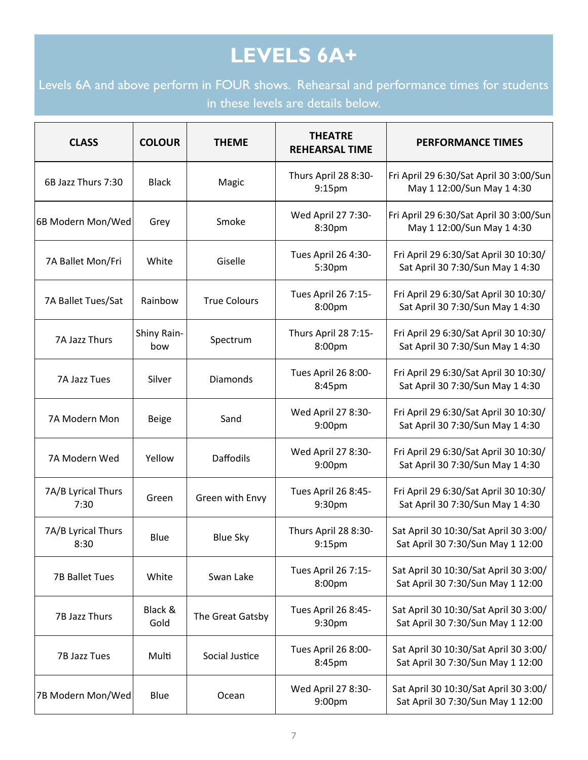# LEVELS 6A+

Levels 6A and above perform in FOUR shows. Rehearsal and performance times for students in these levels are details below.

| CLASS | COLOUR | THEME | THEATRE REHEARSAL TIME | PERFORMANCE TIMES |
|---|---|---|---|---|
| 6B Jazz Thurs 7:30 | Black | Magic | Thurs April 28 8:30-9:15pm | Fri April 29 6:30/Sat April 30 3:00/Sun May 1 12:00/Sun May 1 4:30 |
| 6B Modern Mon/Wed | Grey | Smoke | Wed April 27 7:30-8:30pm | Fri April 29 6:30/Sat April 30 3:00/Sun May 1 12:00/Sun May 1 4:30 |
| 7A Ballet Mon/Fri | White | Giselle | Tues April 26 4:30-5:30pm | Fri April 29 6:30/Sat April 30 10:30/ Sat April 30 7:30/Sun May 1 4:30 |
| 7A Ballet Tues/Sat | Rainbow | True Colours | Tues April 26 7:15-8:00pm | Fri April 29 6:30/Sat April 30 10:30/ Sat April 30 7:30/Sun May 1 4:30 |
| 7A Jazz Thurs | Shiny Rain-bow | Spectrum | Thurs April 28 7:15-8:00pm | Fri April 29 6:30/Sat April 30 10:30/ Sat April 30 7:30/Sun May 1 4:30 |
| 7A Jazz Tues | Silver | Diamonds | Tues April 26 8:00-8:45pm | Fri April 29 6:30/Sat April 30 10:30/ Sat April 30 7:30/Sun May 1 4:30 |
| 7A Modern Mon | Beige | Sand | Wed April 27 8:30-9:00pm | Fri April 29 6:30/Sat April 30 10:30/ Sat April 30 7:30/Sun May 1 4:30 |
| 7A Modern Wed | Yellow | Daffodils | Wed April 27 8:30-9:00pm | Fri April 29 6:30/Sat April 30 10:30/ Sat April 30 7:30/Sun May 1 4:30 |
| 7A/B Lyrical Thurs 7:30 | Green | Green with Envy | Tues April 26 8:45-9:30pm | Fri April 29 6:30/Sat April 30 10:30/ Sat April 30 7:30/Sun May 1 4:30 |
| 7A/B Lyrical Thurs 8:30 | Blue | Blue Sky | Thurs April 28 8:30-9:15pm | Sat April 30 10:30/Sat April 30 3:00/ Sat April 30 7:30/Sun May 1 12:00 |
| 7B Ballet Tues | White | Swan Lake | Tues April 26 7:15-8:00pm | Sat April 30 10:30/Sat April 30 3:00/ Sat April 30 7:30/Sun May 1 12:00 |
| 7B Jazz Thurs | Black & Gold | The Great Gatsby | Tues April 26 8:45-9:30pm | Sat April 30 10:30/Sat April 30 3:00/ Sat April 30 7:30/Sun May 1 12:00 |
| 7B Jazz Tues | Multi | Social Justice | Tues April 26 8:00-8:45pm | Sat April 30 10:30/Sat April 30 3:00/ Sat April 30 7:30/Sun May 1 12:00 |
| 7B Modern Mon/Wed | Blue | Ocean | Wed April 27 8:30-9:00pm | Sat April 30 10:30/Sat April 30 3:00/ Sat April 30 7:30/Sun May 1 12:00 |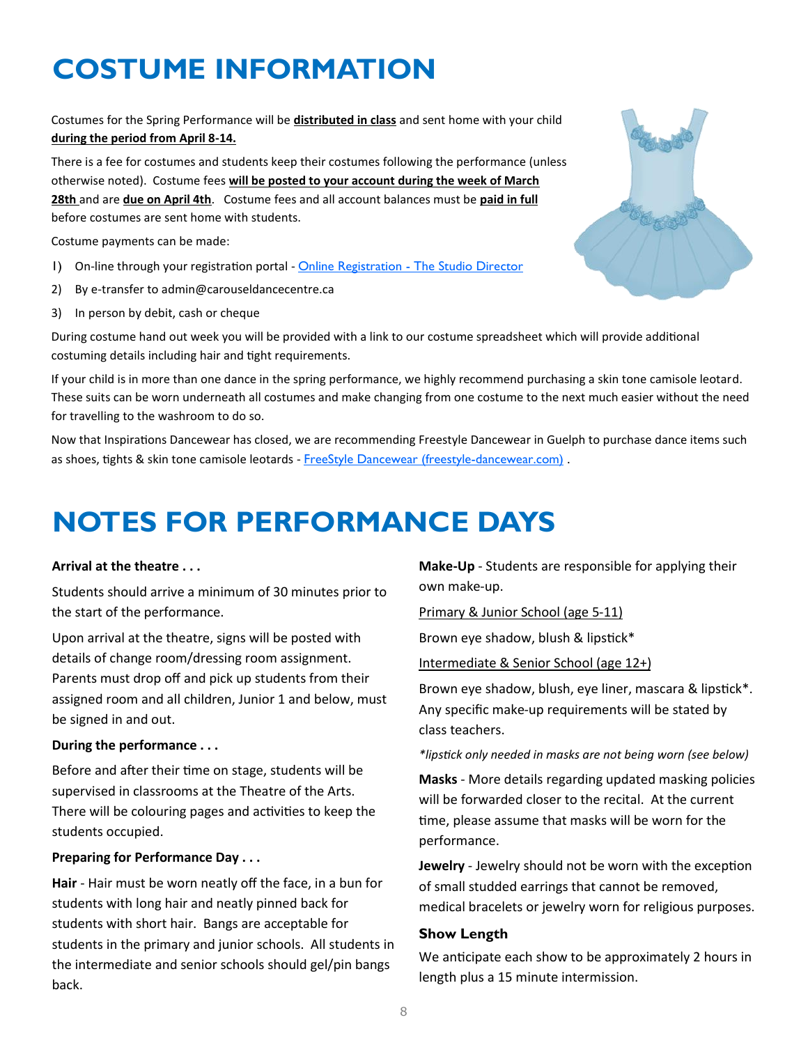# COSTUME INFORMATION

Costumes for the Spring Performance will be **distributed in class** and sent home with your child **during the period from April 8-14.**

There is a fee for costumes and students keep their costumes following the performance (unless otherwise noted). Costume fees **will be posted to your account during the week of March 28th** and are **due on April 4th**. Costume fees and all account balances must be **paid in full** before costumes are sent home with students.

Costume payments can be made:

1) On-line through your registration portal - Online Registration - The Studio Director
2) By e-transfer to admin@carouseldancecentre.ca
3) In person by debit, cash or cheque

During costume hand out week you will be provided with a link to our costume spreadsheet which will provide additional costuming details including hair and tight requirements.

If your child is in more than one dance in the spring performance, we highly recommend purchasing a skin tone camisole leotard. These suits can be worn underneath all costumes and make changing from one costume to the next much easier without the need for travelling to the washroom to do so.

Now that Inspirations Dancewear has closed, we are recommending Freestyle Dancewear in Guelph to purchase dance items such as shoes, tights & skin tone camisole leotards - FreeStyle Dancewear (freestyle-dancewear.com) .

# NOTES FOR PERFORMANCE DAYS

**Arrival at the theatre . . .**

Students should arrive a minimum of 30 minutes prior to the start of the performance.

Upon arrival at the theatre, signs will be posted with details of change room/dressing room assignment. Parents must drop off and pick up students from their assigned room and all children, Junior 1 and below, must be signed in and out.

**During the performance . . .**

Before and after their time on stage, students will be supervised in classrooms at the Theatre of the Arts. There will be colouring pages and activities to keep the students occupied.

**Preparing for Performance Day . . .**

**Hair** - Hair must be worn neatly off the face, in a bun for students with long hair and neatly pinned back for students with short hair. Bangs are acceptable for students in the primary and junior schools. All students in the intermediate and senior schools should gel/pin bangs back.

**Make-Up** - Students are responsible for applying their own make-up.

Primary & Junior School (age 5-11)

Brown eye shadow, blush & lipstick*

Intermediate & Senior School (age 12+)

Brown eye shadow, blush, eye liner, mascara & lipstick*. Any specific make-up requirements will be stated by class teachers.

*\*lipstick only needed in masks are not being worn (see below)*

**Masks** - More details regarding updated masking policies will be forwarded closer to the recital. At the current time, please assume that masks will be worn for the performance.

**Jewelry** - Jewelry should not be worn with the exception of small studded earrings that cannot be removed, medical bracelets or jewelry worn for religious purposes.

### Show Length

We anticipate each show to be approximately 2 hours in length plus a 15 minute intermission.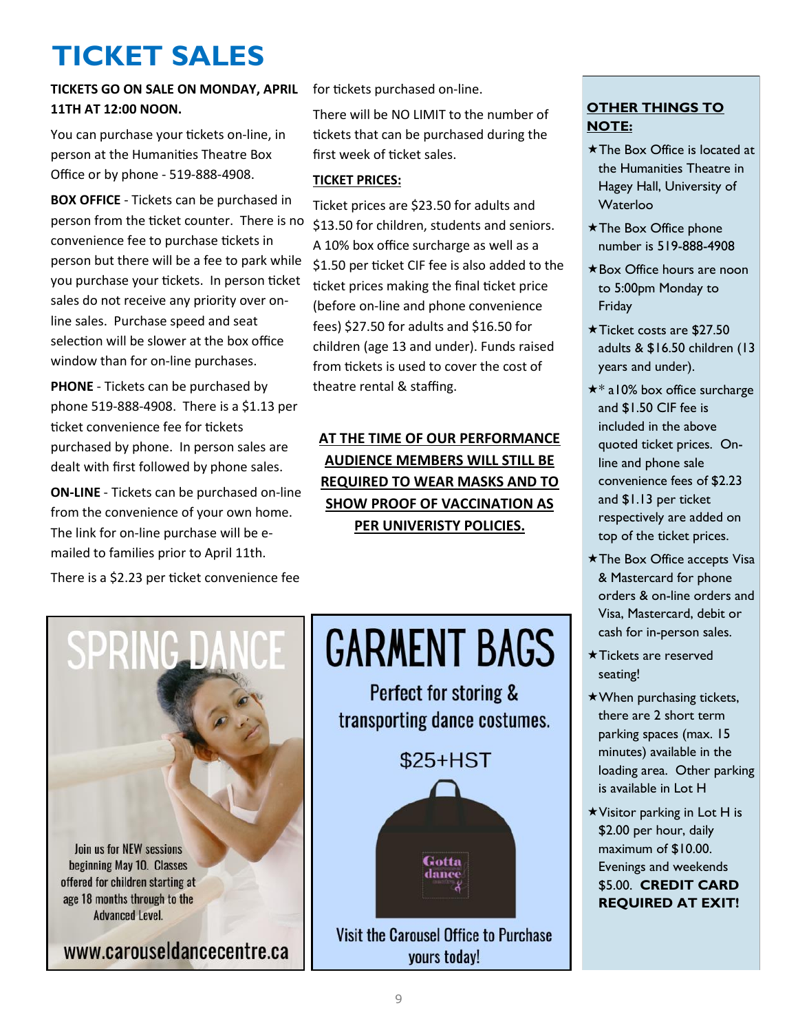# TICKET SALES

**TICKETS GO ON SALE ON MONDAY, APRIL 11TH AT 12:00 NOON.**

You can purchase your tickets on-line, in person at the Humanities Theatre Box Office or by phone - 519-888-4908.

**BOX OFFICE** - Tickets can be purchased in person from the ticket counter. There is no convenience fee to purchase tickets in person but there will be a fee to park while you purchase your tickets. In person ticket sales do not receive any priority over on-line sales. Purchase speed and seat selection will be slower at the box office window than for on-line purchases.

**PHONE** - Tickets can be purchased by phone 519-888-4908. There is a $1.13 per ticket convenience fee for tickets purchased by phone. In person sales are dealt with first followed by phone sales.

**ON-LINE** - Tickets can be purchased on-line from the convenience of your own home. The link for on-line purchase will be e-mailed to families prior to April 11th.

There is a $2.23 per ticket convenience fee for tickets purchased on-line.

There will be NO LIMIT to the number of tickets that can be purchased during the first week of ticket sales.

**TICKET PRICES:**

Ticket prices are $23.50 for adults and $13.50 for children, students and seniors. A 10% box office surcharge as well as a $1.50 per ticket CIF fee is also added to the ticket prices making the final ticket price (before on-line and phone convenience fees) $27.50 for adults and $16.50 for children (age 13 and under). Funds raised from tickets is used to cover the cost of theatre rental & staffing.

**AT THE TIME OF OUR PERFORMANCE AUDIENCE MEMBERS WILL STILL BE REQUIRED TO WEAR MASKS AND TO SHOW PROOF OF VACCINATION AS PER UNIVERISTY POLICIES.**

**OTHER THINGS TO NOTE:**

- ★The Box Office is located at the Humanities Theatre in Hagey Hall, University of Waterloo
- ★The Box Office phone number is 519-888-4908
- ★Box Office hours are noon to 5:00pm Monday to Friday
- ★Ticket costs are $27.50 adults & $16.50 children (13 years and under).
- ★* a10% box office surcharge and $1.50 CIF fee is included in the above quoted ticket prices. On-line and phone sale convenience fees of $2.23 and $1.13 per ticket respectively are added on top of the ticket prices.
- ★The Box Office accepts Visa & Mastercard for phone orders & on-line orders and Visa, Mastercard, debit or cash for in-person sales.
- ★Tickets are reserved seating!
- ★When purchasing tickets, there are 2 short term parking spaces (max. 15 minutes) available in the loading area. Other parking is available in Lot H
- ★Visitor parking in Lot H is $2.00 per hour, daily maximum of $10.00. Evenings and weekends $5.00. **CREDIT CARD REQUIRED AT EXIT!**

## SPRING DANCE

Join us for NEW sessions beginning May 10. Classes offered for children starting at age 18 months through to the Advanced Level.

www.carouseldancecentre.ca

## GARMENT BAGS

Perfect for storing & transporting dance costumes.

$25+HST

Visit the Carousel Office to Purchase yours today!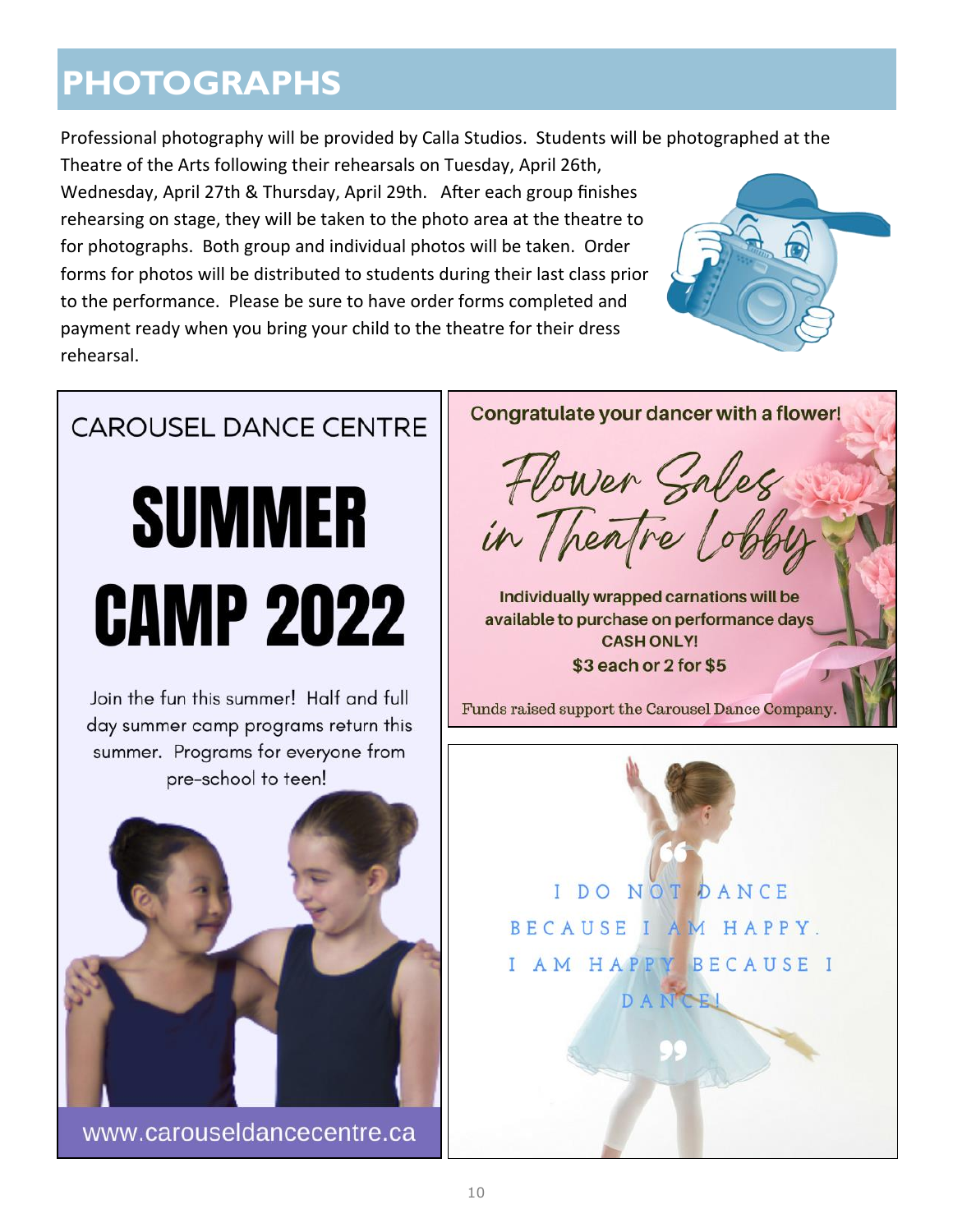# PHOTOGRAPHS

Professional photography will be provided by Calla Studios. Students will be photographed at the Theatre of the Arts following their rehearsals on Tuesday, April 26th, Wednesday, April 27th & Thursday, April 29th. After each group finishes rehearsing on stage, they will be taken to the photo area at the theatre to for photographs. Both group and individual photos will be taken. Order forms for photos will be distributed to students during their last class prior to the performance. Please be sure to have order forms completed and payment ready when you bring your child to the theatre for their dress rehearsal.

CAROUSEL DANCE CENTRE

## SUMMER CAMP 2022

Join the fun this summer! Half and full day summer camp programs return this summer. Programs for everyone from pre-school to teen!

www.carouseldancecentre.ca

**Congratulate your dancer with a flower!**

*Flower Sales in Theatre Lobby*

**Individually wrapped carnations will be available to purchase on performance days**
**CASH ONLY!**
**$3 each or 2 for $5**

Funds raised support the Carousel Dance Company.

"I DO NOT DANCE BECAUSE I AM HAPPY. I AM HAPPY BECAUSE I DANCE!"